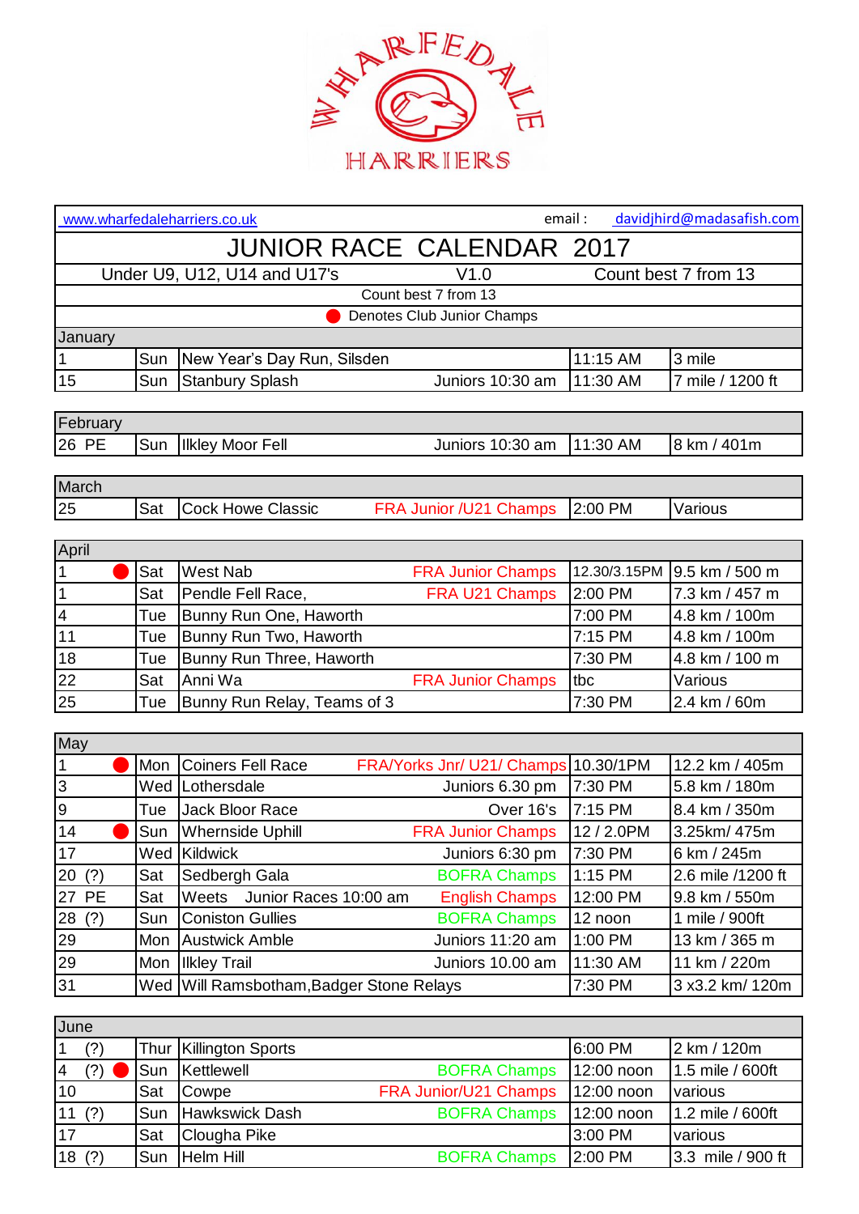WHARFEDALE HARRIERS

www.wharfedaleharriers.co.uk email : davidjhird@madasafish.com

# JUNIOR RACE CALENDAR 2017

Under U9, U12, U14 and U17's | V1.0 | Count best 7 from 13

Count best 7 from 13

● Denotes Club Junior Champs

| Date | Day | Race | Notes | Time | Distance |
|---|---|---|---|---|---|
| **January** | | | | | |
| 1 | Sun | New Year's Day Run, Silsden | | 11:15 AM | 3 mile |
| 15 | Sun | Stanbury Splash | Juniors 10:30 am | 11:30 AM | 7 mile / 1200 ft |
| **February** | | | | | |
| 26 PE | Sun | Ilkley Moor Fell | Juniors 10:30 am | 11:30 AM | 8 km / 401m |
| **March** | | | | | |
| 25 | Sat | Cock Howe Classic | FRA Junior /U21 Champs | 2:00 PM | Various |
| **April** | | | | | |
| 1 ● | Sat | West Nab | FRA Junior Champs | 12.30/3.15PM | 9.5 km / 500 m |
| 1 | Sat | Pendle Fell Race, | FRA U21 Champs | 2:00 PM | 7.3 km / 457 m |
| 4 | Tue | Bunny Run One, Haworth | | 7:00 PM | 4.8 km / 100m |
| 11 | Tue | Bunny Run Two, Haworth | | 7:15 PM | 4.8 km / 100m |
| 18 | Tue | Bunny Run Three, Haworth | | 7:30 PM | 4.8 km / 100 m |
| 22 | Sat | Anni Wa | FRA Junior Champs | tbc | Various |
| 25 | Tue | Bunny Run Relay, Teams of 3 | | 7:30 PM | 2.4 km / 60m |
| **May** | | | | | |
| 1 ● | Mon | Coiners Fell Race | FRA/Yorks Jnr/ U21/ Champs | 10.30/1PM | 12.2 km / 405m |
| 3 | Wed | Lothersdale | Juniors 6.30 pm | 7:30 PM | 5.8 km / 180m |
| 9 | Tue | Jack Bloor Race | Over 16's | 7:15 PM | 8.4 km / 350m |
| 14 ● | Sun | Whernside Uphill | FRA Junior Champs | 12 / 2.0PM | 3.25km/ 475m |
| 17 | Wed | Kildwick | Juniors 6:30 pm | 7:30 PM | 6 km / 245m |
| 20 (?) | Sat | Sedbergh Gala | BOFRA Champs | 1:15 PM | 2.6 mile /1200 ft |
| 27 PE | Sat | Weets Junior Races 10:00 am | English Champs | 12:00 PM | 9.8 km / 550m |
| 28 (?) | Sun | Coniston Gullies | BOFRA Champs | 12 noon | 1 mile / 900ft |
| 29 | Mon | Austwick Amble | Juniors 11:20 am | 1:00 PM | 13 km / 365 m |
| 29 | Mon | Ilkley Trail | Juniors 10.00 am | 11:30 AM | 11 km / 220m |
| 31 | Wed | Will Ramsbotham,Badger Stone Relays | | 7:30 PM | 3 x3.2 km/ 120m |
| **June** | | | | | |
| 1 (?) | Thur | Killington Sports | | 6:00 PM | 2 km / 120m |
| 4 (?) ● | Sun | Kettlewell | BOFRA Champs | 12:00 noon | 1.5 mile / 600ft |
| 10 | Sat | Cowpe | FRA Junior/U21 Champs | 12:00 noon | various |
| 11 (?) | Sun | Hawkswick Dash | BOFRA Champs | 12:00 noon | 1.2 mile / 600ft |
| 17 | Sat | Clougha Pike | | 3:00 PM | various |
| 18 (?) | Sun | Helm Hill | BOFRA Champs | 2:00 PM | 3.3 mile / 900 ft |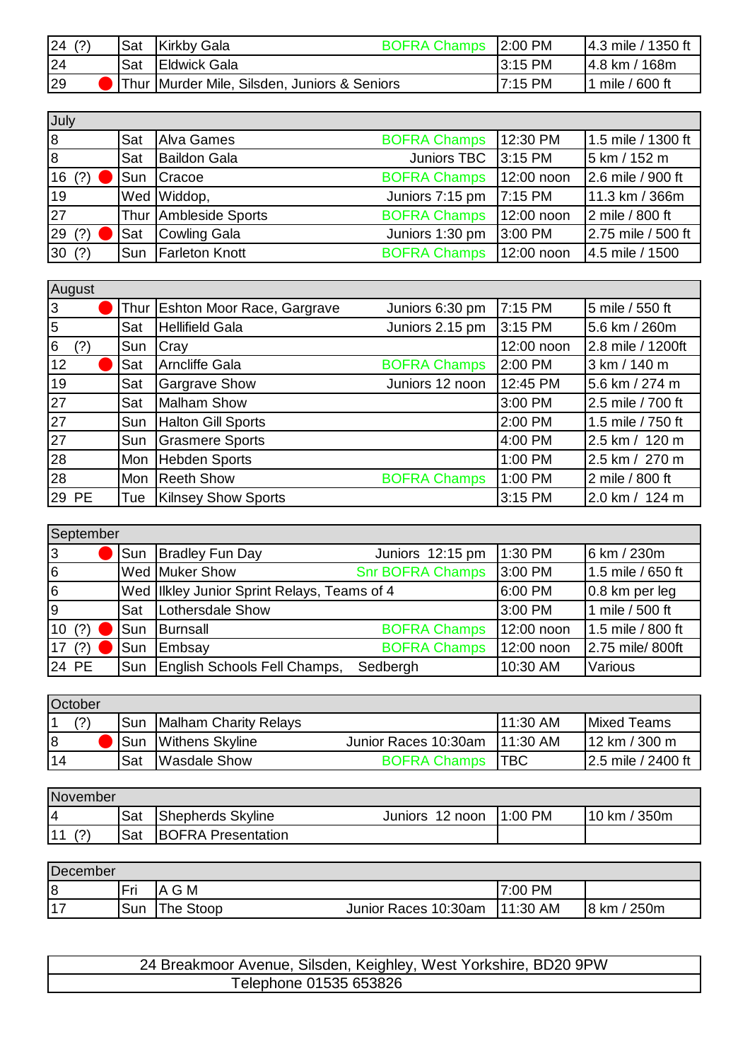| | | | | | |
|---|---|---|---|---|---|
| 24 (?) | Sat | Kirkby Gala | BOFRA Champs | 2:00 PM | 4.3 mile / 1350 ft |
| 24 | Sat | Eldwick Gala | | 3:15 PM | 4.8 km / 168m |
| 29 ● | Thur | Murder Mile, Silsden, Juniors & Seniors | | 7:15 PM | 1 mile / 600 ft |

| July | | | | | |
|---|---|---|---|---|---|
| 8 | Sat | Alva Games | BOFRA Champs | 12:30 PM | 1.5 mile / 1300 ft |
| 8 | Sat | Baildon Gala | Juniors TBC | 3:15 PM | 5 km / 152 m |
| 16 (?) ● | Sun | Cracoe | BOFRA Champs | 12:00 noon | 2.6 mile / 900 ft |
| 19 | Wed | Widdop, | Juniors 7:15 pm | 7:15 PM | 11.3 km / 366m |
| 27 | Thur | Ambleside Sports | BOFRA Champs | 12:00 noon | 2 mile / 800 ft |
| 29 (?) ● | Sat | Cowling Gala | Juniors 1:30 pm | 3:00 PM | 2.75 mile / 500 ft |
| 30 (?) | Sun | Farleton Knott | BOFRA Champs | 12:00 noon | 4.5 mile / 1500 |

| August | | | | | |
|---|---|---|---|---|---|
| 3 ● | Thur | Eshton Moor Race, Gargrave | Juniors 6:30 pm | 7:15 PM | 5 mile / 550 ft |
| 5 | Sat | Hellifield Gala | Juniors 2.15 pm | 3:15 PM | 5.6 km / 260m |
| 6 (?) | Sun | Cray | | 12:00 noon | 2.8 mile / 1200ft |
| 12 ● | Sat | Arncliffe Gala | BOFRA Champs | 2:00 PM | 3 km / 140 m |
| 19 | Sat | Gargrave Show | Juniors 12 noon | 12:45 PM | 5.6 km / 274 m |
| 27 | Sat | Malham Show | | 3:00 PM | 2.5 mile / 700 ft |
| 27 | Sun | Halton Gill Sports | | 2:00 PM | 1.5 mile / 750 ft |
| 27 | Sun | Grasmere Sports | | 4:00 PM | 2.5 km / 120 m |
| 28 | Mon | Hebden Sports | | 1:00 PM | 2.5 km / 270 m |
| 28 | Mon | Reeth Show | BOFRA Champs | 1:00 PM | 2 mile / 800 ft |
| 29 PE | Tue | Kilnsey Show Sports | | 3:15 PM | 2.0 km / 124 m |

| September | | | | | |
|---|---|---|---|---|---|
| 3 ● | Sun | Bradley Fun Day | Juniors 12:15 pm | 1:30 PM | 6 km / 230m |
| 6 | Wed | Muker Show | Snr BOFRA Champs | 3:00 PM | 1.5 mile / 650 ft |
| 6 | Wed | Ilkley Junior Sprint Relays, Teams of 4 | | 6:00 PM | 0.8 km per leg |
| 9 | Sat | Lothersdale Show | | 3:00 PM | 1 mile / 500 ft |
| 10 (?) ● | Sun | Burnsall | BOFRA Champs | 12:00 noon | 1.5 mile / 800 ft |
| 17 (?) ● | Sun | Embsay | BOFRA Champs | 12:00 noon | 2.75 mile/ 800ft |
| 24 PE | Sun | English Schools Fell Champs, | Sedbergh | 10:30 AM | Various |

| October | | | | | |
|---|---|---|---|---|---|
| 1 (?) | Sun | Malham Charity Relays | | 11:30 AM | Mixed Teams |
| 8 ● | Sun | Withens Skyline | Junior Races 10:30am | 11:30 AM | 12 km / 300 m |
| 14 | Sat | Wasdale Show | BOFRA Champs | TBC | 2.5 mile / 2400 ft |

| November | | | | | |
|---|---|---|---|---|---|
| 4 | Sat | Shepherds Skyline | Juniors 12 noon | 1:00 PM | 10 km / 350m |
| 11 (?) | Sat | BOFRA Presentation | | | |

| December | | | | | |
|---|---|---|---|---|---|
| 8 | Fri | A G M | | 7:00 PM | |
| 17 | Sun | The Stoop | Junior Races 10:30am | 11:30 AM | 8 km / 250m |

24 Breakmoor Avenue, Silsden, Keighley, West Yorkshire, BD20 9PW
Telephone 01535 653826